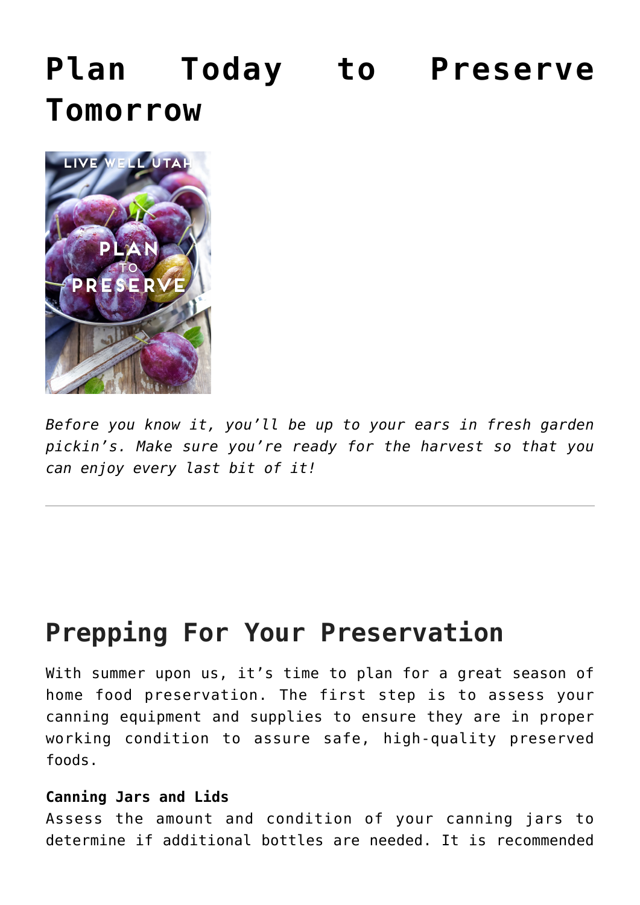# Plan Today to Preserve Tomorrow

*Before you know it, you'll be up to your ears in fresh garden pickin's. Make sure you're ready for the harvest so that you can enjoy every last bit of it!*

---

## Prepping For Your Preservation

With summer upon us, it's time to plan for a great season of home food preservation. The first step is to assess your canning equipment and supplies to ensure they are in proper working condition to assure safe, high-quality preserved foods.

**Canning Jars and Lids**
Assess the amount and condition of your canning jars to determine if additional bottles are needed. It is recommended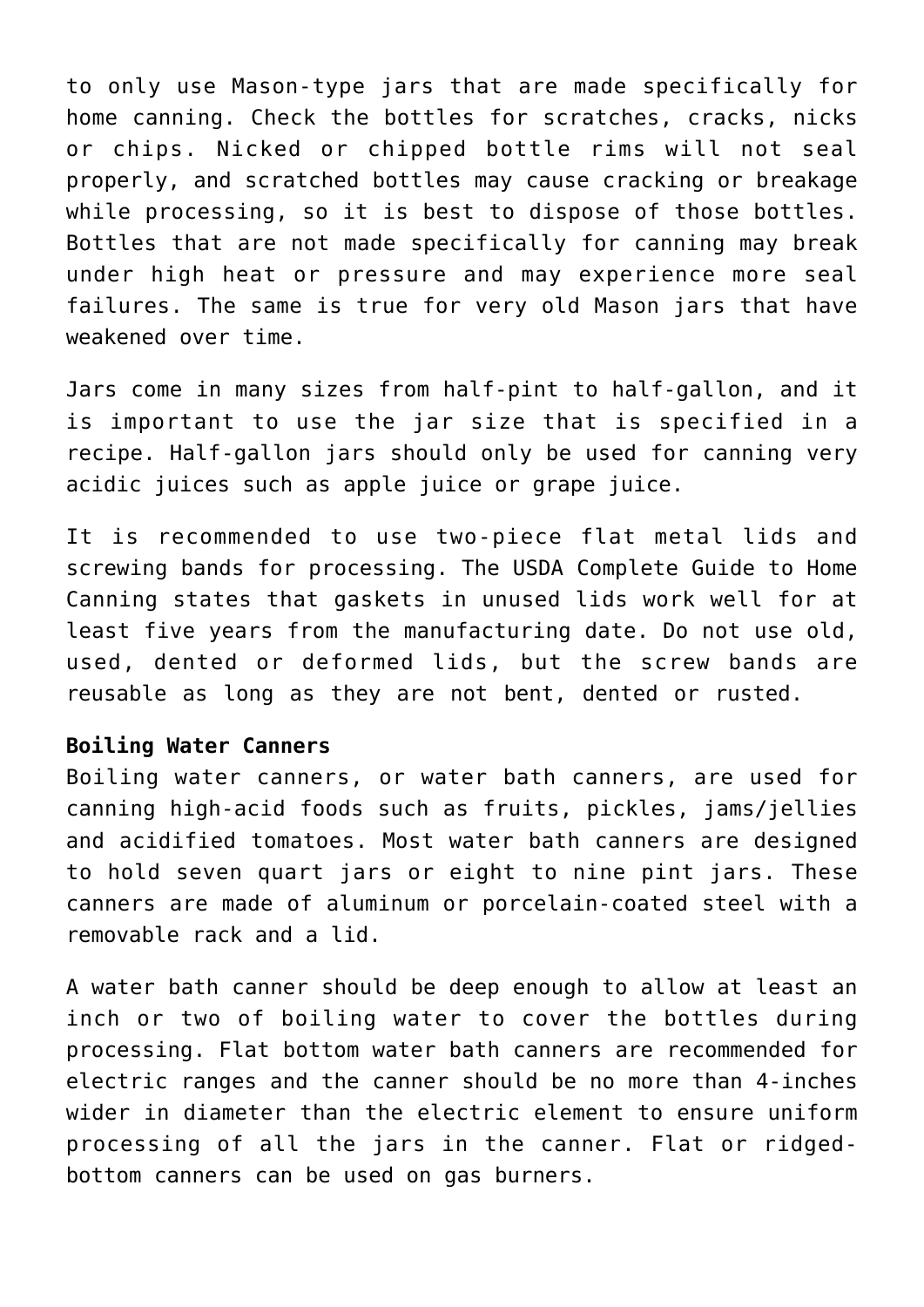to only use Mason-type jars that are made specifically for home canning. Check the bottles for scratches, cracks, nicks or chips. Nicked or chipped bottle rims will not seal properly, and scratched bottles may cause cracking or breakage while processing, so it is best to dispose of those bottles. Bottles that are not made specifically for canning may break under high heat or pressure and may experience more seal failures. The same is true for very old Mason jars that have weakened over time.

Jars come in many sizes from half-pint to half-gallon, and it is important to use the jar size that is specified in a recipe. Half-gallon jars should only be used for canning very acidic juices such as apple juice or grape juice.

It is recommended to use two-piece flat metal lids and screwing bands for processing. The USDA Complete Guide to Home Canning states that gaskets in unused lids work well for at least five years from the manufacturing date. Do not use old, used, dented or deformed lids, but the screw bands are reusable as long as they are not bent, dented or rusted.

**Boiling Water Canners**

Boiling water canners, or water bath canners, are used for canning high-acid foods such as fruits, pickles, jams/jellies and acidified tomatoes. Most water bath canners are designed to hold seven quart jars or eight to nine pint jars. These canners are made of aluminum or porcelain-coated steel with a removable rack and a lid.

A water bath canner should be deep enough to allow at least an inch or two of boiling water to cover the bottles during processing. Flat bottom water bath canners are recommended for electric ranges and the canner should be no more than 4-inches wider in diameter than the electric element to ensure uniform processing of all the jars in the canner. Flat or ridged-bottom canners can be used on gas burners.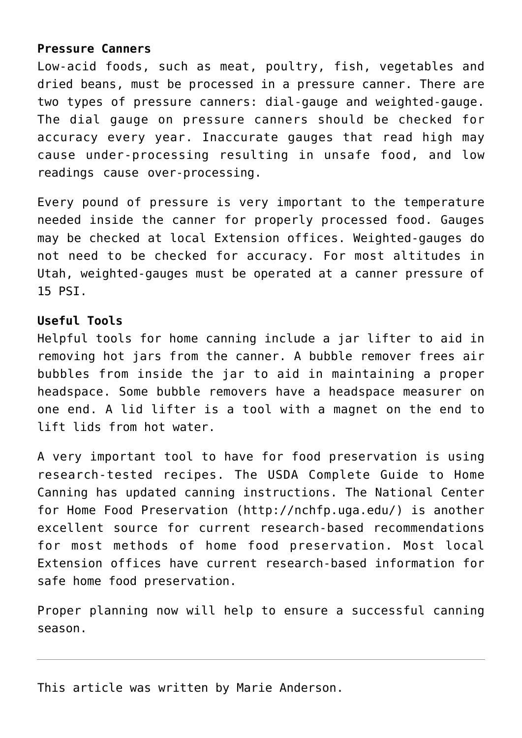**Pressure Canners**

Low-acid foods, such as meat, poultry, fish, vegetables and dried beans, must be processed in a pressure canner. There are two types of pressure canners: dial-gauge and weighted-gauge. The dial gauge on pressure canners should be checked for accuracy every year. Inaccurate gauges that read high may cause under-processing resulting in unsafe food, and low readings cause over-processing.

Every pound of pressure is very important to the temperature needed inside the canner for properly processed food. Gauges may be checked at local Extension offices. Weighted-gauges do not need to be checked for accuracy. For most altitudes in Utah, weighted-gauges must be operated at a canner pressure of 15 PSI.

**Useful Tools**

Helpful tools for home canning include a jar lifter to aid in removing hot jars from the canner. A bubble remover frees air bubbles from inside the jar to aid in maintaining a proper headspace. Some bubble removers have a headspace measurer on one end. A lid lifter is a tool with a magnet on the end to lift lids from hot water.

A very important tool to have for food preservation is using research-tested recipes. The USDA Complete Guide to Home Canning has updated canning instructions. The National Center for Home Food Preservation (http://nchfp.uga.edu/) is another excellent source for current research-based recommendations for most methods of home food preservation. Most local Extension offices have current research-based information for safe home food preservation.

Proper planning now will help to ensure a successful canning season.

---

This article was written by Marie Anderson.